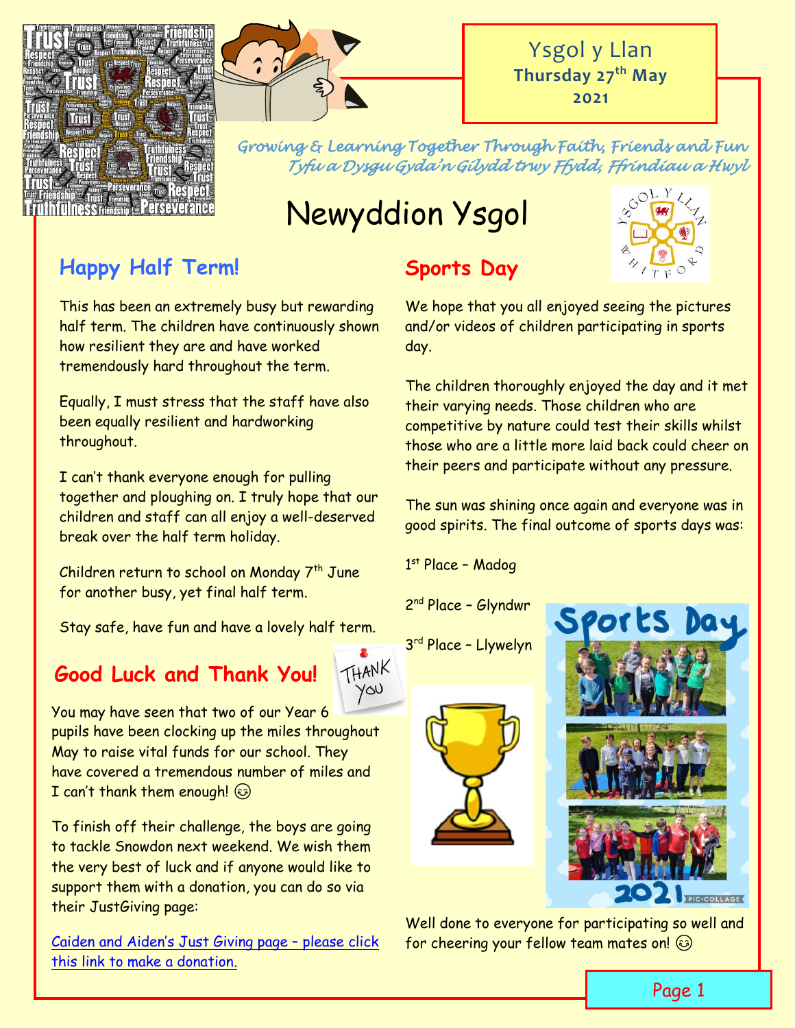Ysgol y Llan
**Thursday 27th May 2021**

*Growing & Learning Together Through Faith, Friends and Fun*
*Tyfu a Dysgu Gyda'n Gilydd trwy Ffydd, Ffrindiau a Hwyl*

# Newyddion Ysgol

## Happy Half Term!

This has been an extremely busy but rewarding half term. The children have continuously shown how resilient they are and have worked tremendously hard throughout the term.

Equally, I must stress that the staff have also been equally resilient and hardworking throughout.

I can't thank everyone enough for pulling together and ploughing on. I truly hope that our children and staff can all enjoy a well-deserved break over the half term holiday.

Children return to school on Monday 7th June for another busy, yet final half term.

Stay safe, have fun and have a lovely half term.

## Good Luck and Thank You!

You may have seen that two of our Year 6 pupils have been clocking up the miles throughout May to raise vital funds for our school. They have covered a tremendous number of miles and I can't thank them enough! ☺

To finish off their challenge, the boys are going to tackle Snowdon next weekend. We wish them the very best of luck and if anyone would like to support them with a donation, you can do so via their JustGiving page:

Caiden and Aiden's Just Giving page – please click this link to make a donation.

## Sports Day

We hope that you all enjoyed seeing the pictures and/or videos of children participating in sports day.

The children thoroughly enjoyed the day and it met their varying needs. Those children who are competitive by nature could test their skills whilst those who are a little more laid back could cheer on their peers and participate without any pressure.

The sun was shining once again and everyone was in good spirits. The final outcome of sports days was:

1st Place – Madog

2nd Place – Glyndwr

3rd Place – Llywelyn

Well done to everyone for participating so well and for cheering your fellow team mates on! ☺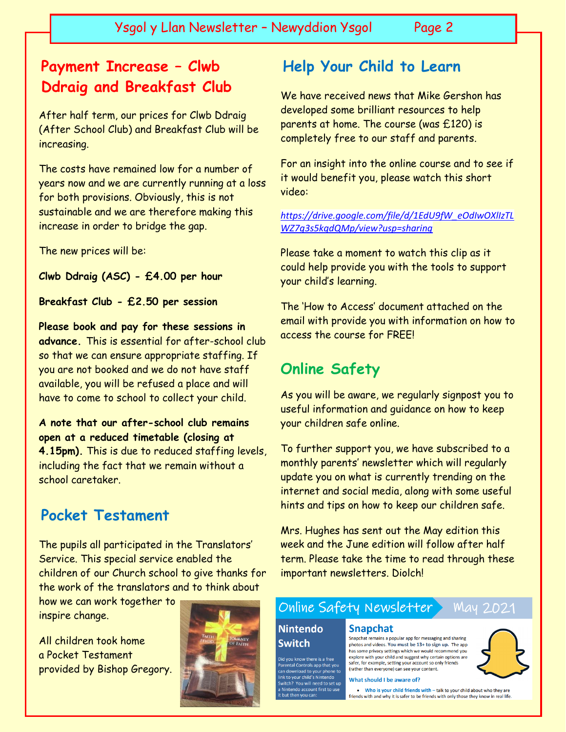## Payment Increase – Clwb Ddraig and Breakfast Club

After half term, our prices for Clwb Ddraig (After School Club) and Breakfast Club will be increasing.

The costs have remained low for a number of years now and we are currently running at a loss for both provisions. Obviously, this is not sustainable and we are therefore making this increase in order to bridge the gap.

The new prices will be:

**Clwb Ddraig (ASC) - £4.00 per hour**

**Breakfast Club - £2.50 per session**

**Please book and pay for these sessions in advance.** This is essential for after-school club so that we can ensure appropriate staffing. If you are not booked and we do not have staff available, you will be refused a place and will have to come to school to collect your child.

**A note that our after-school club remains open at a reduced timetable (closing at 4.15pm).** This is due to reduced staffing levels, including the fact that we remain without a school caretaker.

## Pocket Testament

The pupils all participated in the Translators' Service. This special service enabled the children of our Church school to give thanks for the work of the translators and to think about how we can work together to inspire change.

All children took home a Pocket Testament provided by Bishop Gregory.

## Help Your Child to Learn

We have received news that Mike Gershon has developed some brilliant resources to help parents at home. The course (was £120) is completely free to our staff and parents.

For an insight into the online course and to see if it would benefit you, please watch this short video:

*https://drive.google.com/file/d/1EdU9fW_eOdIwOXlIzTLWZ7g3s5kqdQMp/view?usp=sharing*

Please take a moment to watch this clip as it could help provide you with the tools to support your child's learning.

The 'How to Access' document attached on the email with provide you with information on how to access the course for FREE!

## Online Safety

As you will be aware, we regularly signpost you to useful information and guidance on how to keep your children safe online.

To further support you, we have subscribed to a monthly parents' newsletter which will regularly update you on what is currently trending on the internet and social media, along with some useful hints and tips on how to keep our children safe.

Mrs. Hughes has sent out the May edition this week and the June edition will follow after half term. Please take the time to read through these important newsletters. Diolch!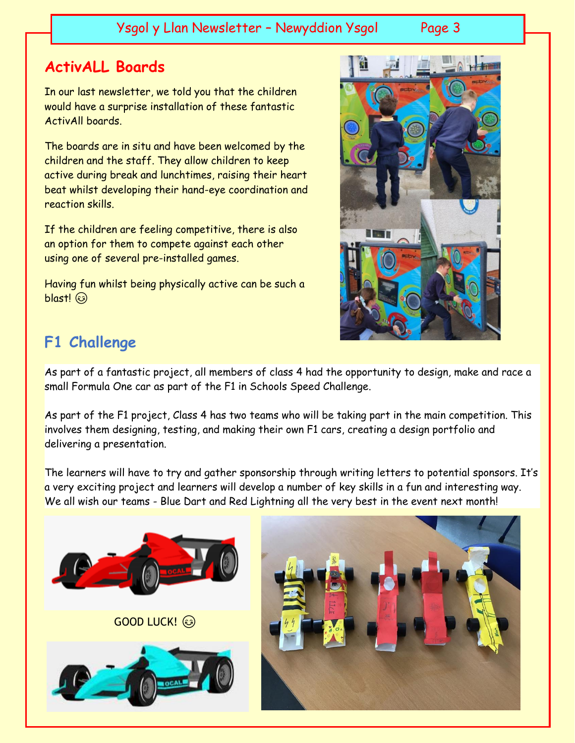## ActivALL Boards

In our last newsletter, we told you that the children would have a surprise installation of these fantastic ActivAll boards.

The boards are in situ and have been welcomed by the children and the staff. They allow children to keep active during break and lunchtimes, raising their heart beat whilst developing their hand-eye coordination and reaction skills.

If the children are feeling competitive, there is also an option for them to compete against each other using one of several pre-installed games.

Having fun whilst being physically active can be such a blast! 😊

## F1 Challenge

As part of a fantastic project, all members of class 4 had the opportunity to design, make and race a small Formula One car as part of the F1 in Schools Speed Challenge.

As part of the F1 project, Class 4 has two teams who will be taking part in the main competition. This involves them designing, testing, and making their own F1 cars, creating a design portfolio and delivering a presentation.

The learners will have to try and gather sponsorship through writing letters to potential sponsors. It's a very exciting project and learners will develop a number of key skills in a fun and interesting way. We all wish our teams - Blue Dart and Red Lightning all the very best in the event next month!

GOOD LUCK! 😊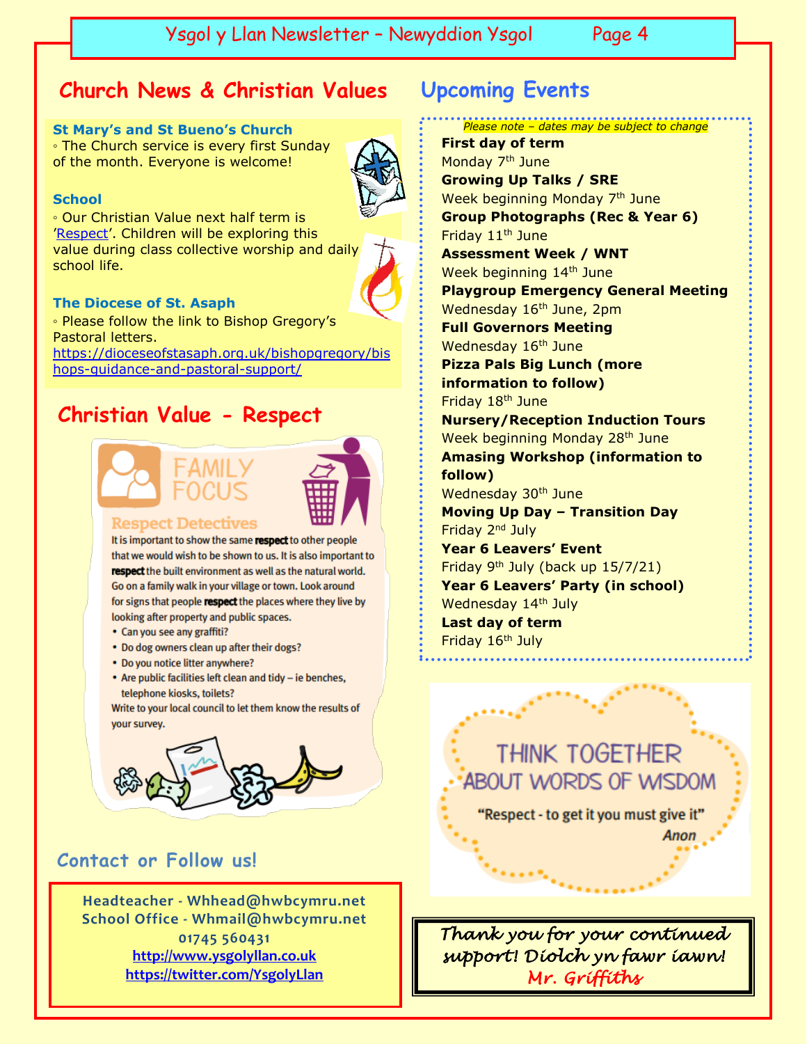## Church News & Christian Values

**St Mary's and St Bueno's Church**

◦ The Church service is every first Sunday of the month. Everyone is welcome!

**School**

◦ Our Christian Value next half term is 'Respect'. Children will be exploring this value during class collective worship and daily school life.

**The Diocese of St. Asaph**

◦ Please follow the link to Bishop Gregory's Pastoral letters.
https://dioceseofstasaph.org.uk/bishopgregory/bishops-guidance-and-pastoral-support/

## Christian Value - Respect

### FAMILY FOCUS

**Respect Detectives**

It is important to show the same **respect** to other people that we would wish to be shown to us. It is also important to **respect** the built environment as well as the natural world. Go on a family walk in your village or town. Look around for signs that people **respect** the places where they live by looking after property and public spaces.

- Can you see any graffiti?
- Do dog owners clean up after their dogs?
- Do you notice litter anywhere?
- Are public facilities left clean and tidy – ie benches, telephone kiosks, toilets?

Write to your local council to let them know the results of your survey.

## Contact or Follow us!

**Headteacher - Whhead@hwbcymru.net**
**School Office - Whmail@hwbcymru.net**
**01745 560431**
**http://www.ysgolyllan.co.uk**
**https://twitter.com/YsgolyLlan**

## Upcoming Events

*Please note – dates may be subject to change*

**First day of term**
Monday 7th June

**Growing Up Talks / SRE**
Week beginning Monday 7th June

**Group Photographs (Rec & Year 6)**
Friday 11th June

**Assessment Week / WNT**
Week beginning 14th June

**Playgroup Emergency General Meeting**
Wednesday 16th June, 2pm

**Full Governors Meeting**
Wednesday 16th June

**Pizza Pals Big Lunch (more information to follow)**
Friday 18th June

**Nursery/Reception Induction Tours**
Week beginning Monday 28th June

**Amasing Workshop (information to follow)**
Wednesday 30th June

**Moving Up Day – Transition Day**
Friday 2nd July

**Year 6 Leavers' Event**
Friday 9th July (back up 15/7/21)

**Year 6 Leavers' Party (in school)**
Wednesday 14th July

**Last day of term**
Friday 16th July

THINK TOGETHER ABOUT WORDS OF WISDOM

"Respect - to get it you must give it"
*Anon*

*Thank you for your continued support! Diolch yn fawr iawn!*
*Mr. Griffiths*